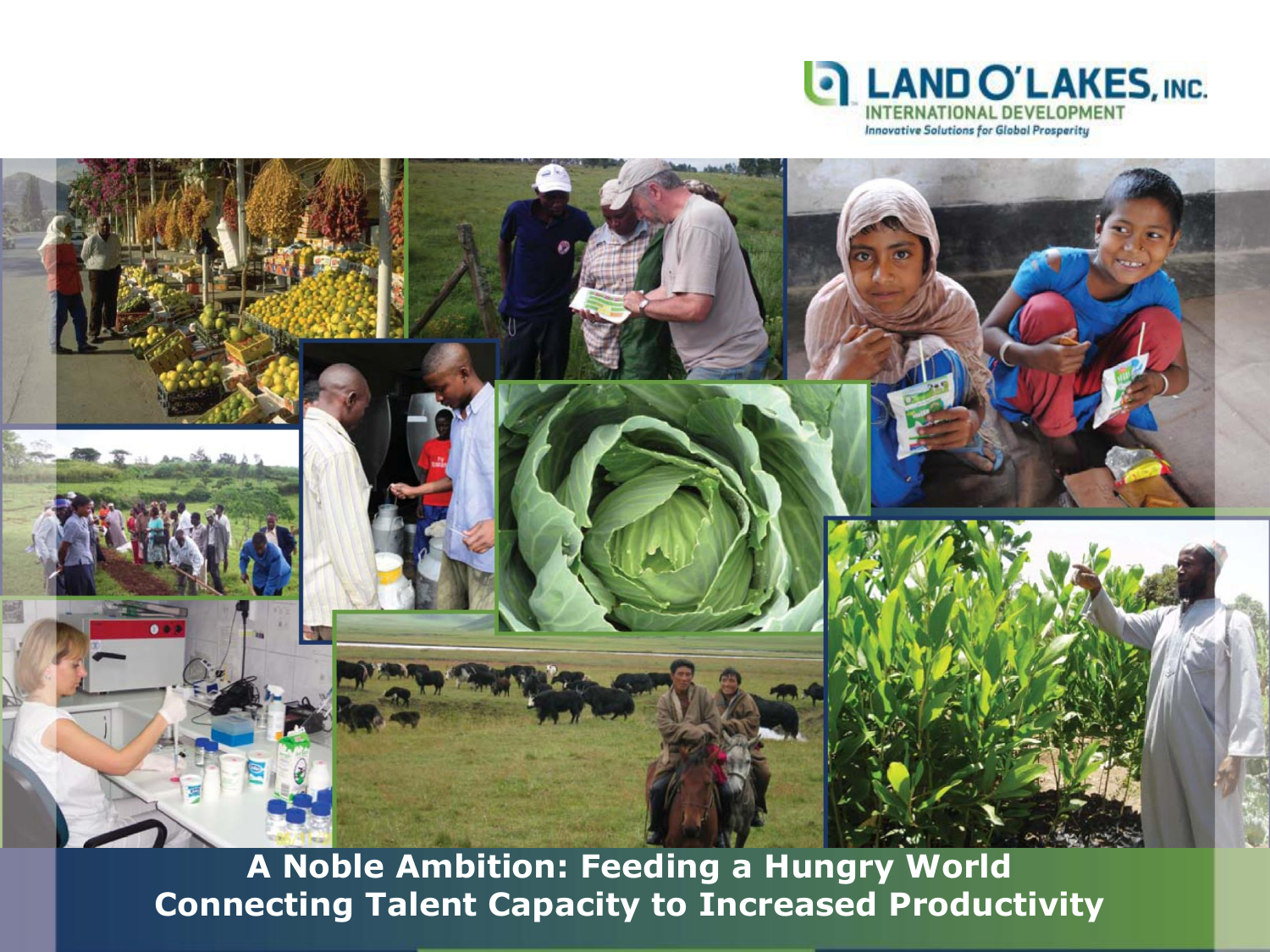LAND O'LAKES, INC.
INTERNATIONAL DEVELOPMENT
*Innovative Solutions for Global Prosperity*

# A Noble Ambition: Feeding a Hungry World
## Connecting Talent Capacity to Increased Productivity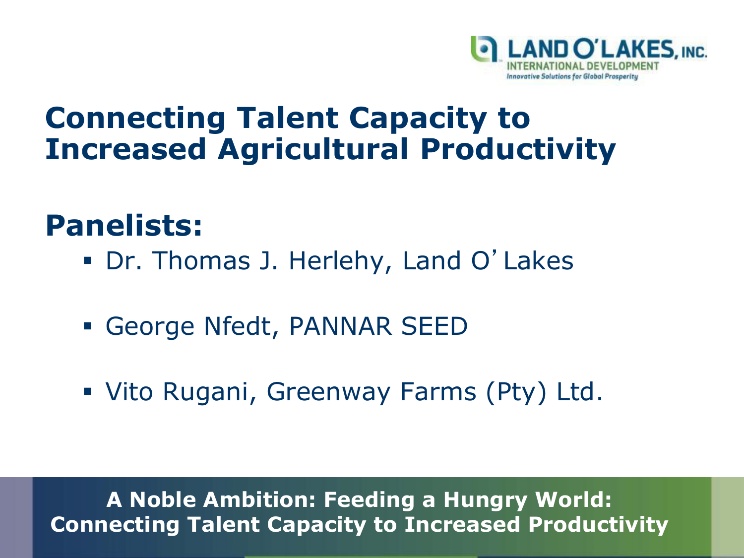LAND O'LAKES, INC.
INTERNATIONAL DEVELOPMENT
*Innovative Solutions for Global Prosperity*

# Connecting Talent Capacity to Increased Agricultural Productivity

## Panelists:

- Dr. Thomas J. Herlehy, Land O'Lakes
- George Nfedt, PANNAR SEED
- Vito Rugani, Greenway Farms (Pty) Ltd.

**A Noble Ambition: Feeding a Hungry World: Connecting Talent Capacity to Increased Productivity**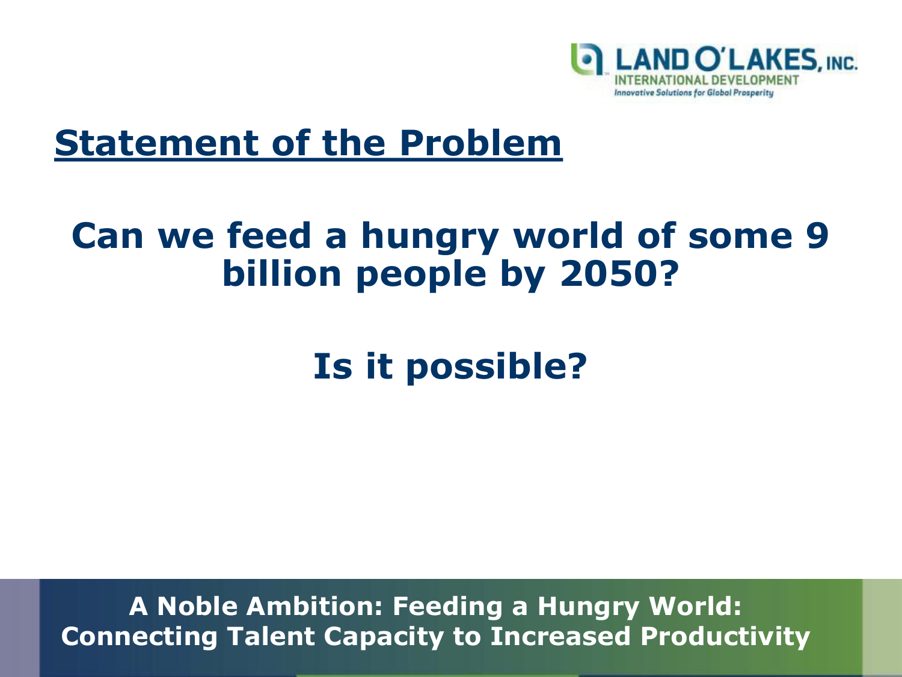## Statement of the Problem

**Can we feed a hungry world of some 9 billion people by 2050?**

**Is it possible?**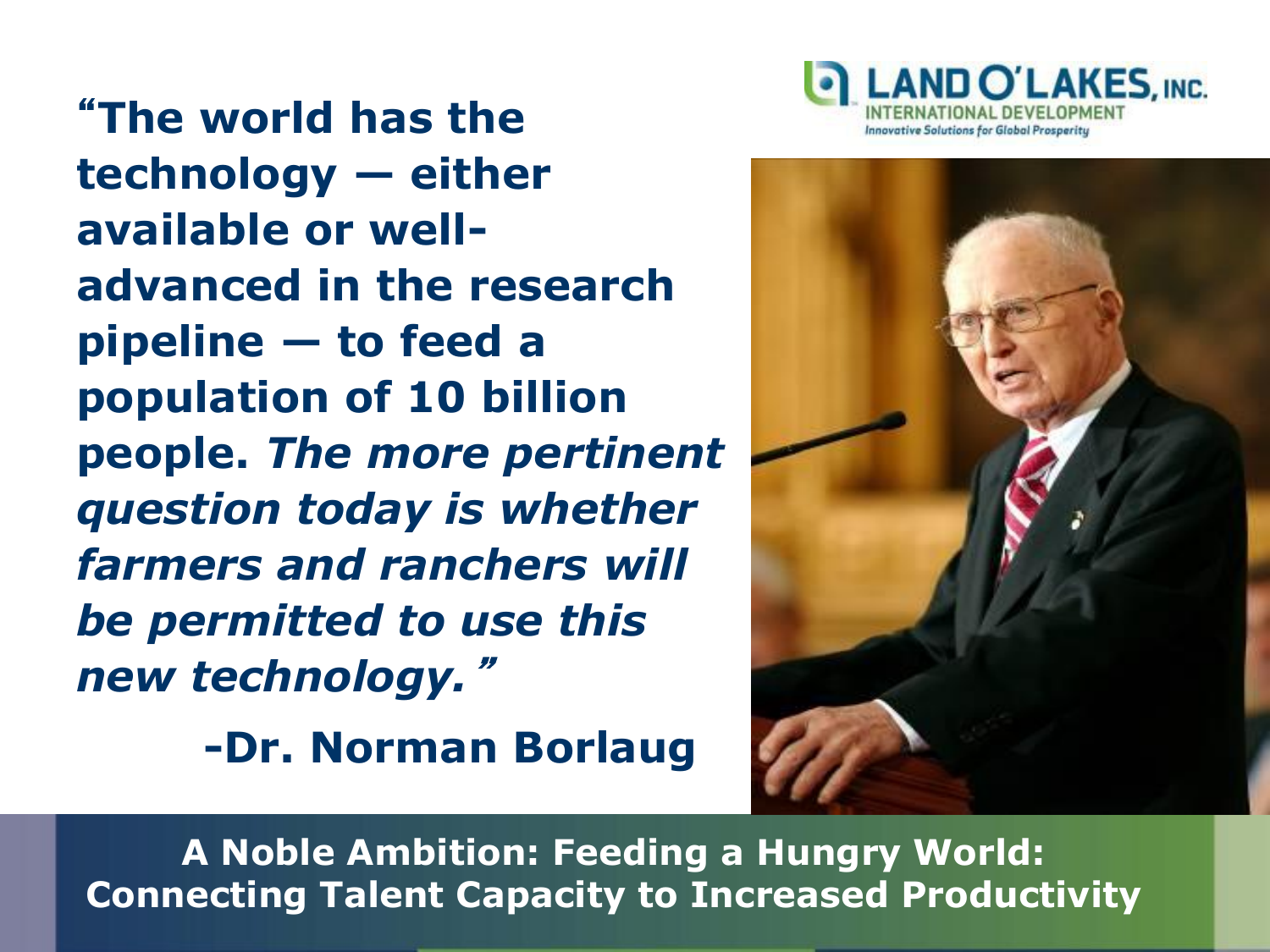**"The world has the technology — either available or well-advanced in the research pipeline — to feed a population of 10 billion people.** ***The more pertinent question today is whether farmers and ranchers will be permitted to use this new technology."***

**-Dr. Norman Borlaug**

LAND O'LAKES, INC.
INTERNATIONAL DEVELOPMENT
*Innovative Solutions for Global Prosperity*

**A Noble Ambition: Feeding a Hungry World: Connecting Talent Capacity to Increased Productivity**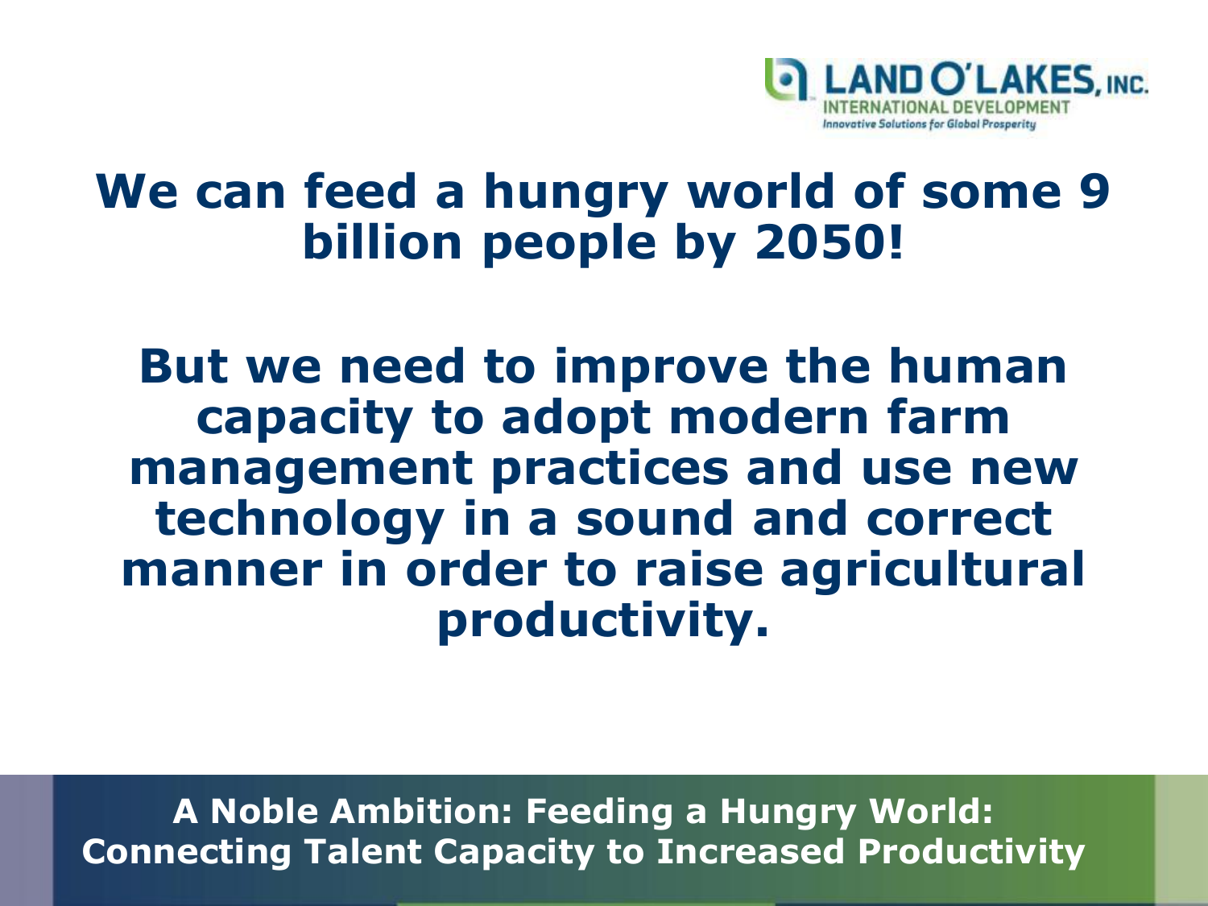**We can feed a hungry world of some 9 billion people by 2050!**

**But we need to improve the human capacity to adopt modern farm management practices and use new technology in a sound and correct manner in order to raise agricultural productivity.**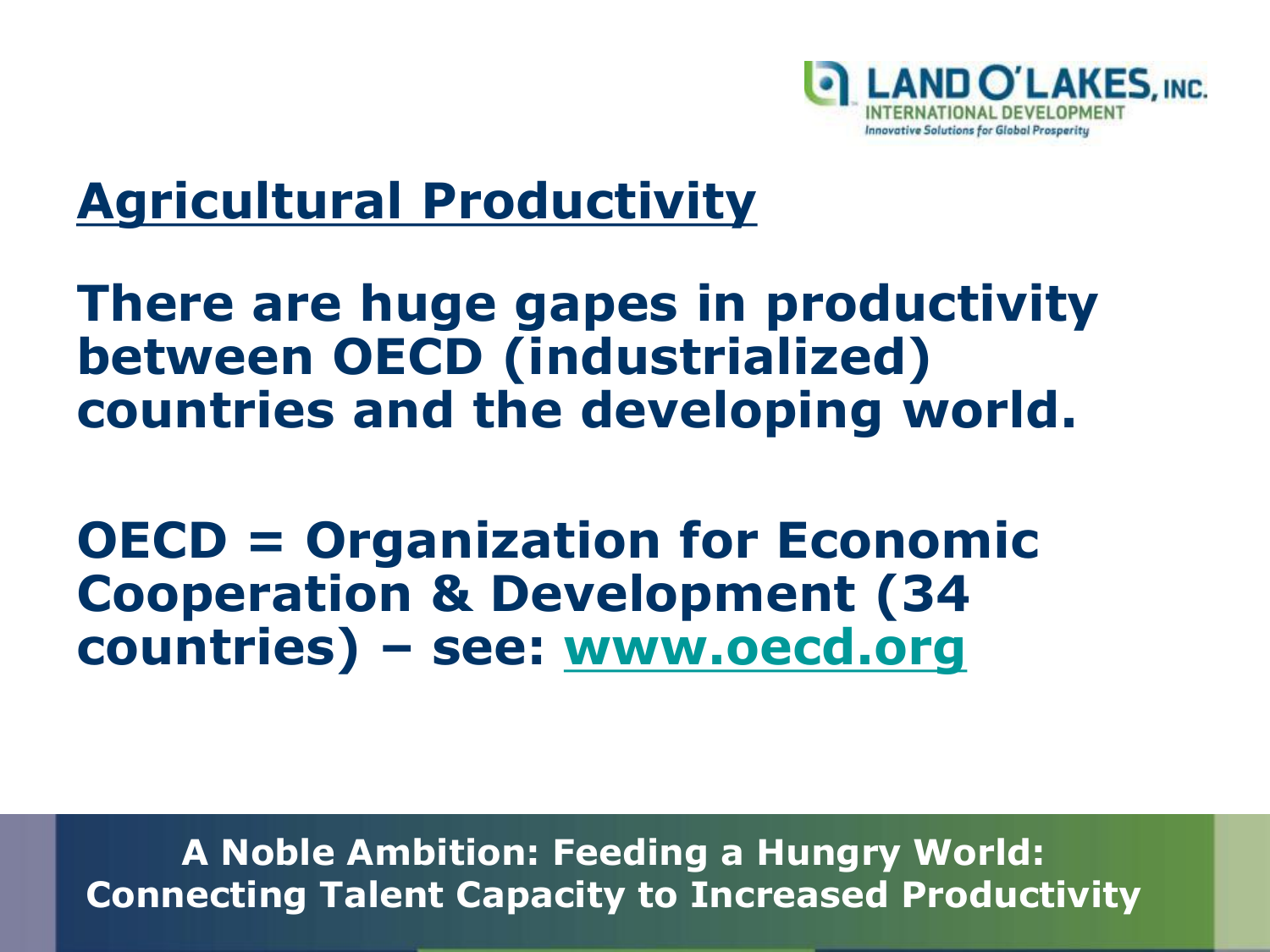## Agricultural Productivity

**There are huge gapes in productivity between OECD (industrialized) countries and the developing world.**

**OECD = Organization for Economic Cooperation & Development (34 countries) – see: www.oecd.org**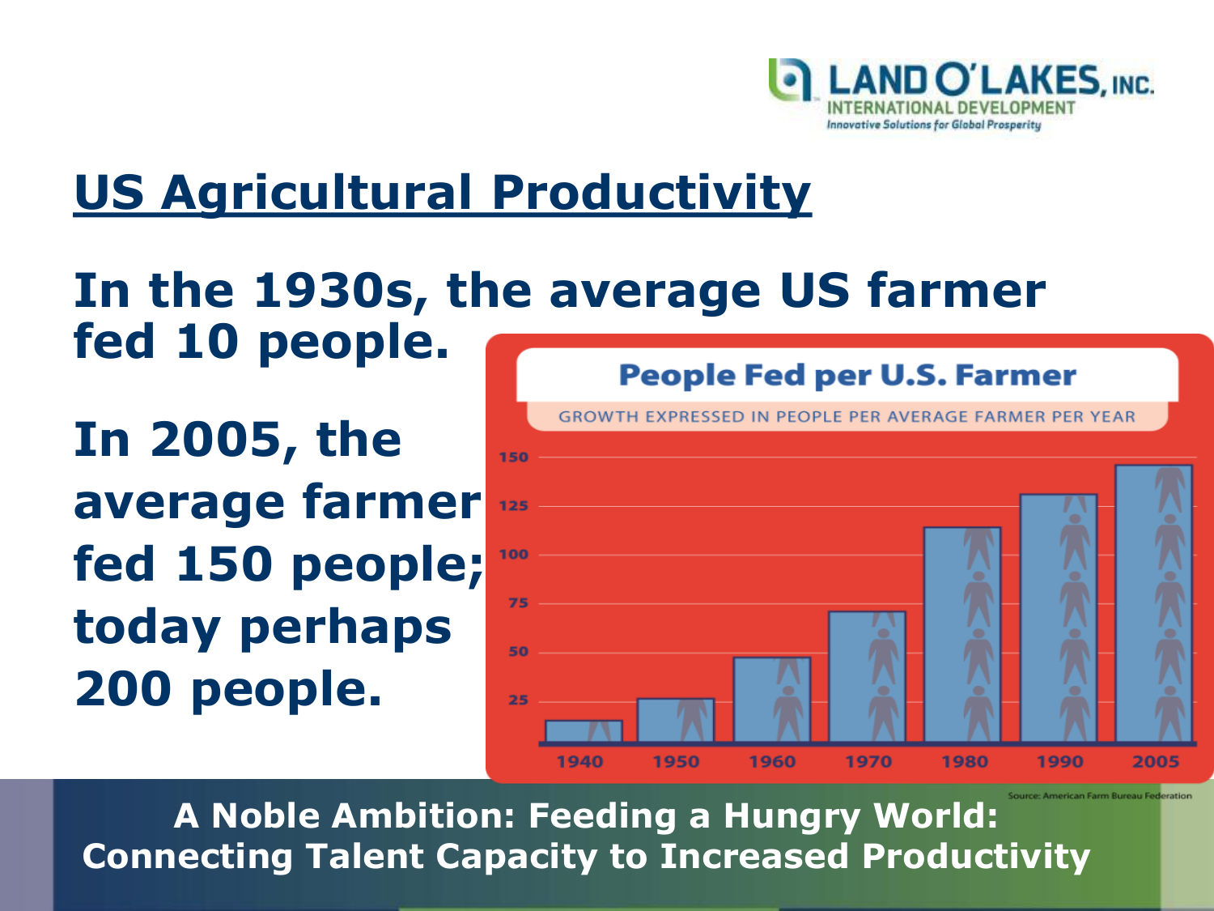## US Agricultural Productivity

**In the 1930s, the average US farmer fed 10 people.**

**In 2005, the average farmer fed 150 people; today perhaps 200 people.**

**People Fed per U.S. Farmer**

GROWTH EXPRESSED IN PEOPLE PER AVERAGE FARMER PER YEAR

150
125
100
75
50
25

1940 1950 1960 1970 1980 1990 2005

Source: American Farm Bureau Federation

**A Noble Ambition: Feeding a Hungry World: Connecting Talent Capacity to Increased Productivity**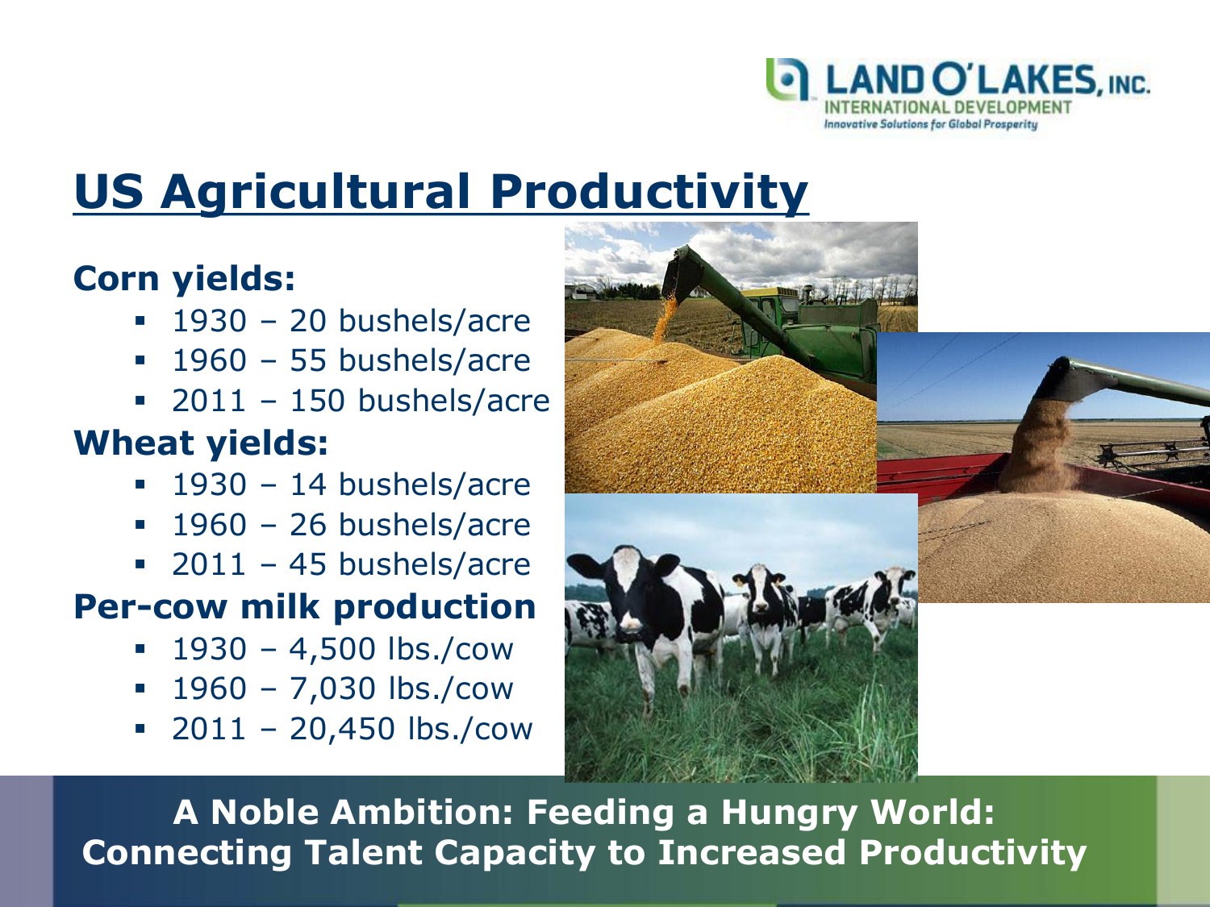# US Agricultural Productivity

**Corn yields:**

- 1930 – 20 bushels/acre
- 1960 – 55 bushels/acre
- 2011 – 150 bushels/acre

**Wheat yields:**

- 1930 – 14 bushels/acre
- 1960 – 26 bushels/acre
- 2011 – 45 bushels/acre

**Per-cow milk production**

- 1930 – 4,500 lbs./cow
- 1960 – 7,030 lbs./cow
- 2011 – 20,450 lbs./cow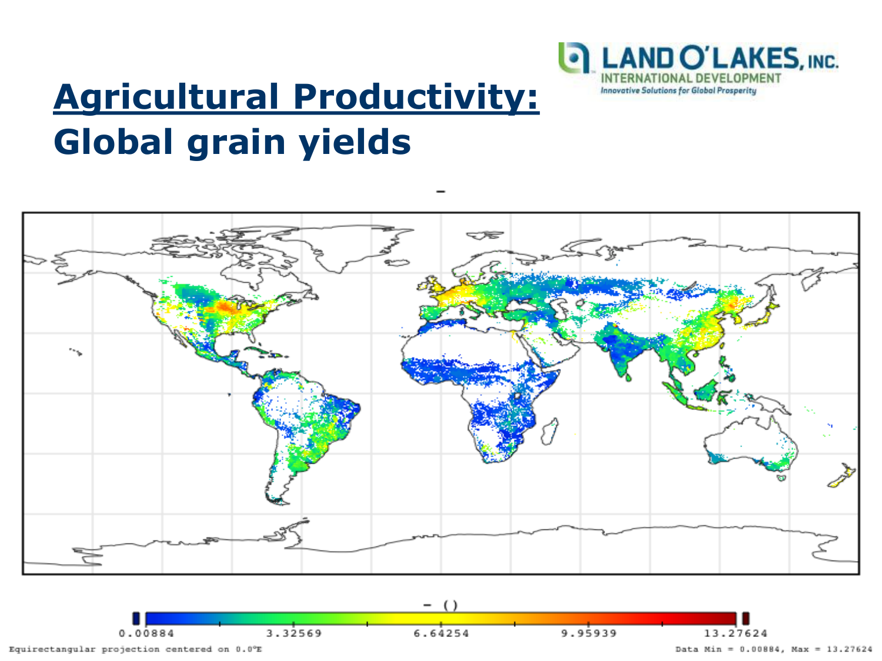# Agricultural Productivity:

## Global grain yields

0.00884 3.32569 6.64254 9.95939 13.27624

Equirectangular projection centered on 0.0°E

Data Min = 0.00884, Max = 13.27624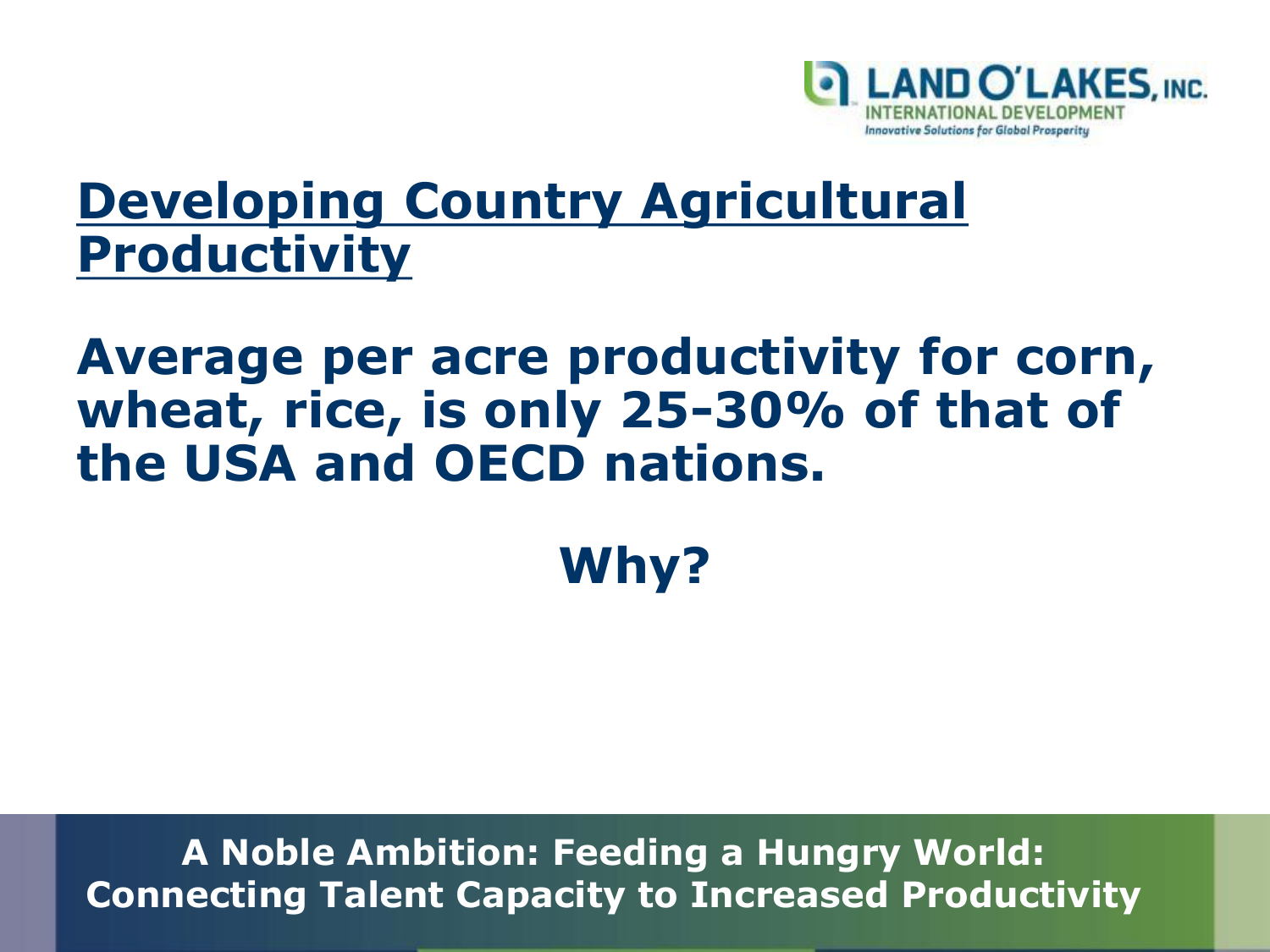## Developing Country Agricultural Productivity

**Average per acre productivity for corn, wheat, rice, is only 25-30% of that of the USA and OECD nations.**

**Why?**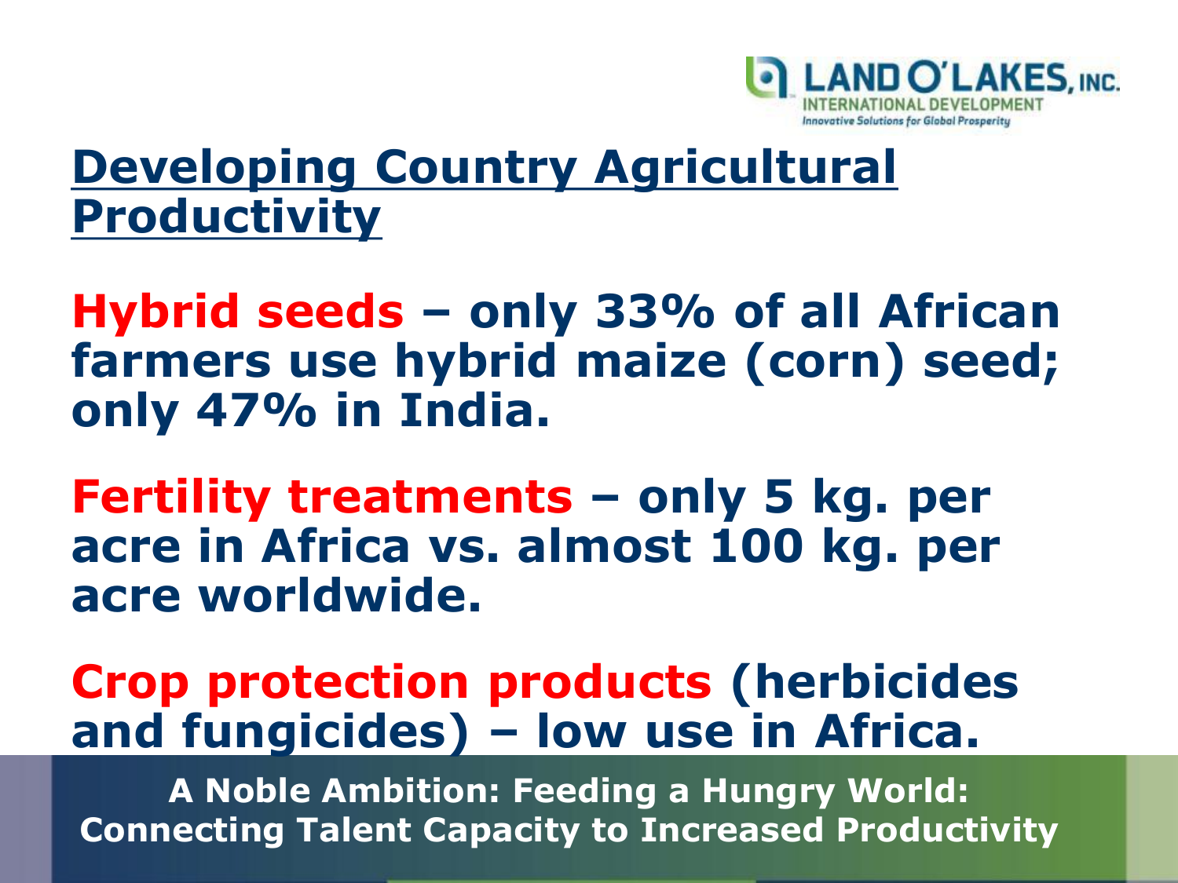## Developing Country Agricultural Productivity

**Hybrid seeds** – only 33% of all African farmers use hybrid maize (corn) seed; only 47% in India.

**Fertility treatments** – only 5 kg. per acre in Africa vs. almost 100 kg. per acre worldwide.

**Crop protection products** (herbicides and fungicides) – low use in Africa.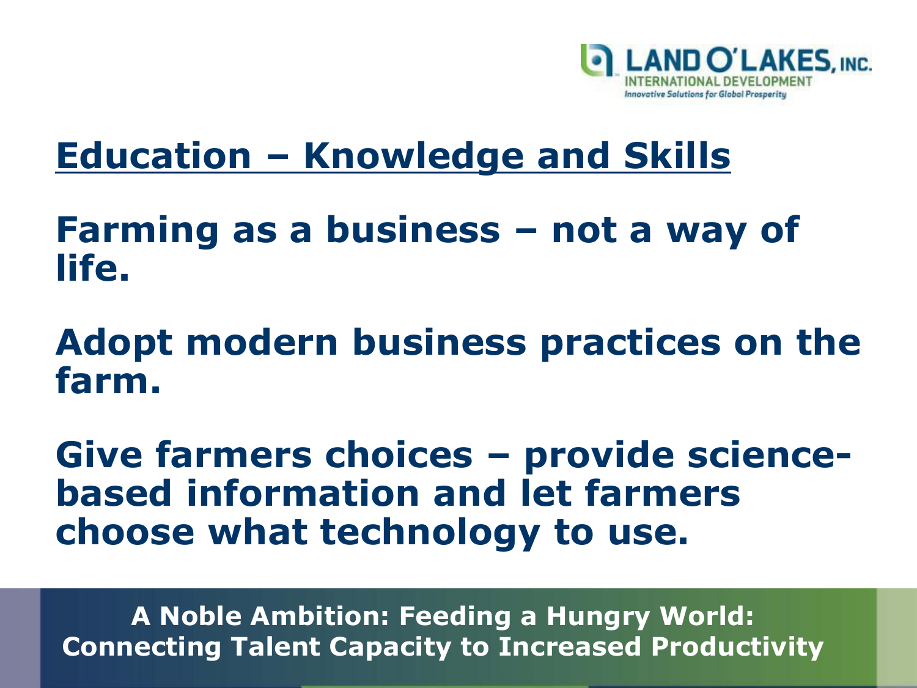## Education – Knowledge and Skills

**Farming as a business – not a way of life.**

**Adopt modern business practices on the farm.**

**Give farmers choices – provide science-based information and let farmers choose what technology to use.**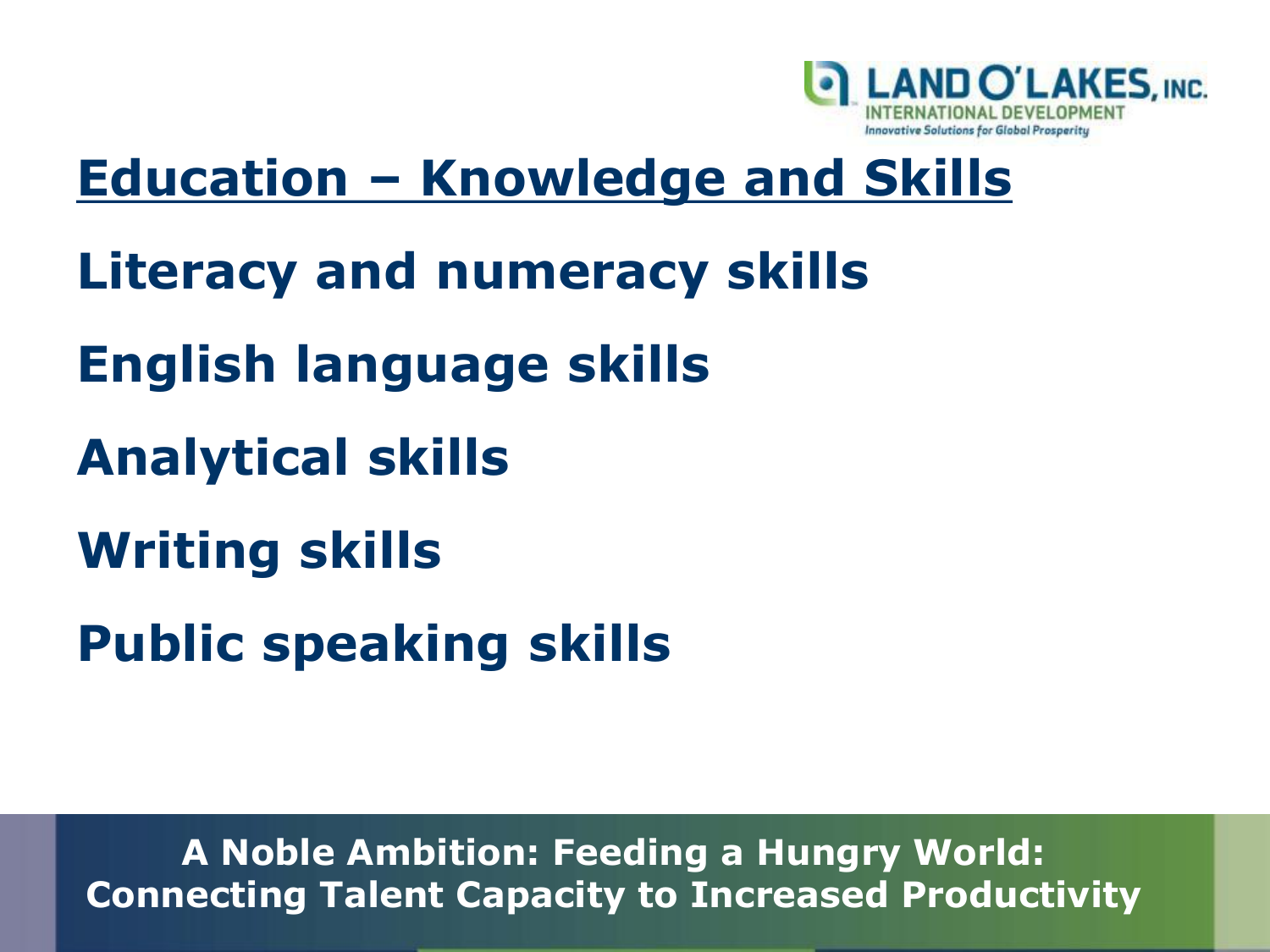## Education – Knowledge and Skills

**Literacy and numeracy skills**

**English language skills**

**Analytical skills**

**Writing skills**

**Public speaking skills**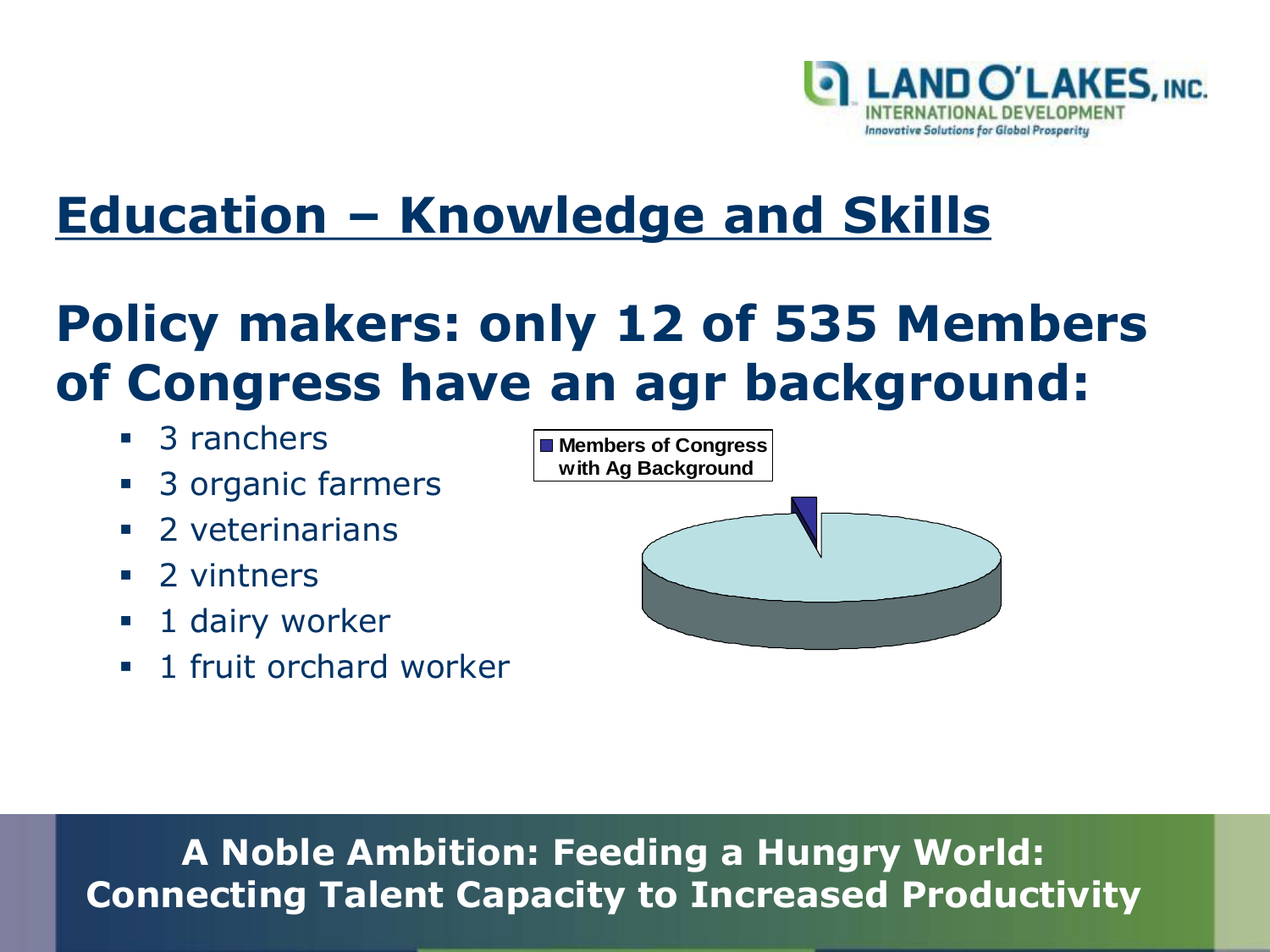# Education – Knowledge and Skills

## Policy makers: only 12 of 535 Members of Congress have an agr background:

- 3 ranchers
- 3 organic farmers
- 2 veterinarians
- 2 vintners
- 1 dairy worker
- 1 fruit orchard worker

Members of Congress with Ag Background

**A Noble Ambition: Feeding a Hungry World: Connecting Talent Capacity to Increased Productivity**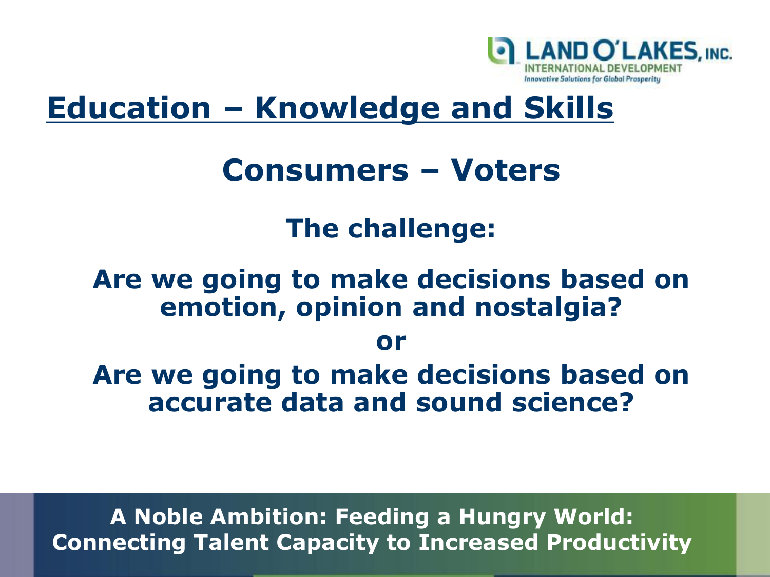## Education – Knowledge and Skills

### Consumers – Voters

**The challenge:**

**Are we going to make decisions based on emotion, opinion and nostalgia?**

**or**

**Are we going to make decisions based on accurate data and sound science?**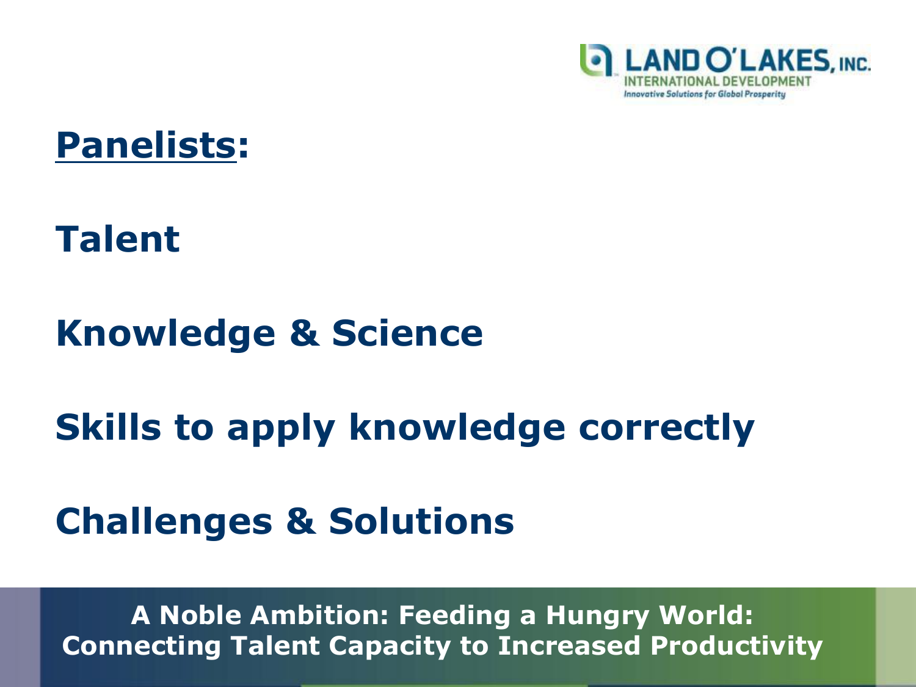## Panelists:

**Talent**

**Knowledge & Science**

**Skills to apply knowledge correctly**

**Challenges & Solutions**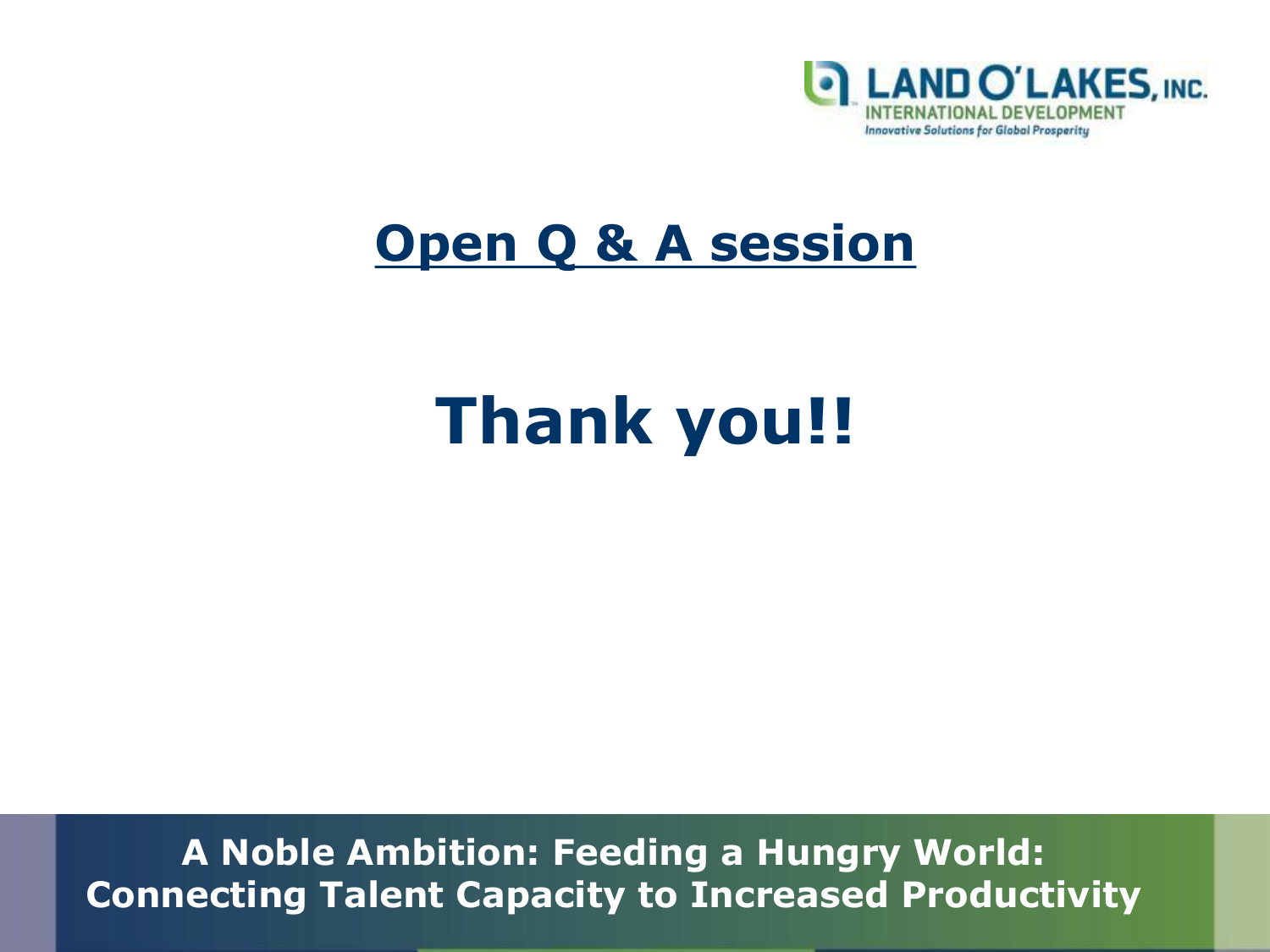## Open Q & A session

# Thank you!!